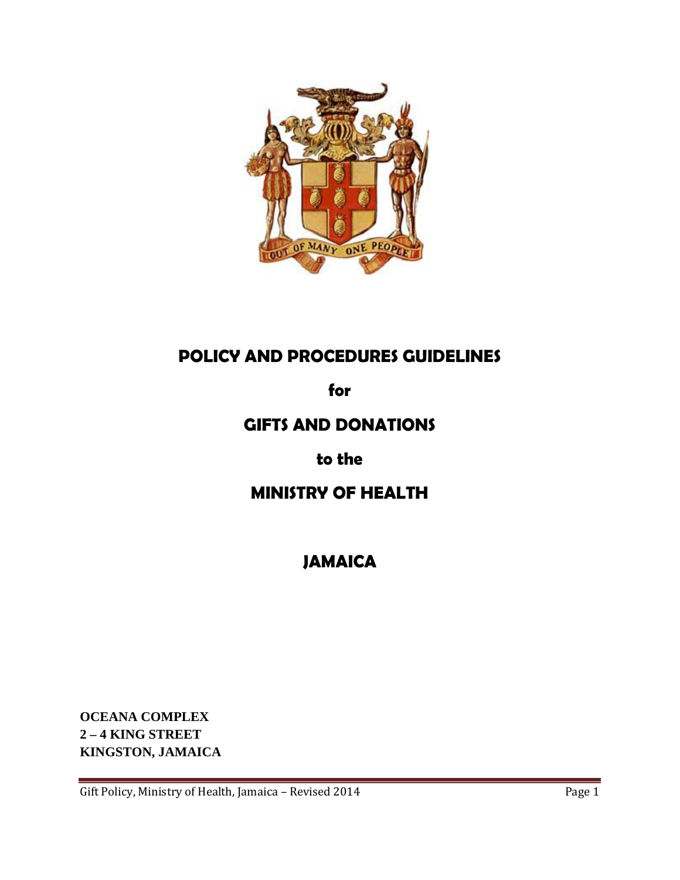# POLICY AND PROCEDURES GUIDELINES

**for**

# GIFTS AND DONATIONS

**to the**

# MINISTRY OF HEALTH

# JAMAICA

**OCEANA COMPLEX**
**2 – 4 KING STREET**
**KINGSTON, JAMAICA**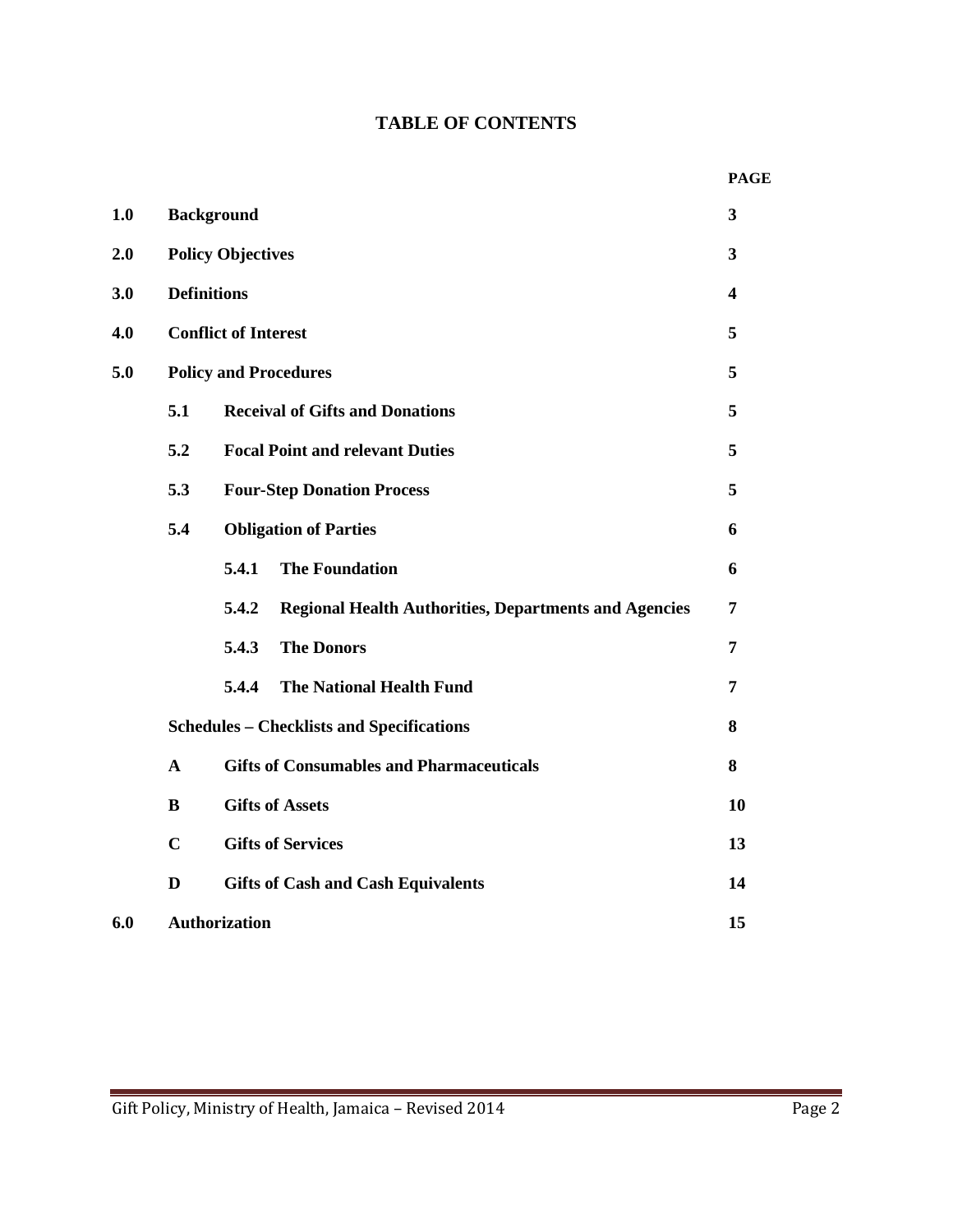# TABLE OF CONTENTS

| | | | | PAGE |
|---|---|---|---|---|
| **1.0** | **Background** | | | **3** |
| **2.0** | **Policy Objectives** | | | **3** |
| **3.0** | **Definitions** | | | **4** |
| **4.0** | **Conflict of Interest** | | | **5** |
| **5.0** | **Policy and Procedures** | | | **5** |
| | **5.1** | **Receival of Gifts and Donations** | | **5** |
| | **5.2** | **Focal Point and relevant Duties** | | **5** |
| | **5.3** | **Four-Step Donation Process** | | **5** |
| | **5.4** | **Obligation of Parties** | | **6** |
| | | **5.4.1** | **The Foundation** | **6** |
| | | **5.4.2** | **Regional Health Authorities, Departments and Agencies** | **7** |
| | | **5.4.3** | **The Donors** | **7** |
| | | **5.4.4** | **The National Health Fund** | **7** |
| | **Schedules – Checklists and Specifications** | | | **8** |
| | **A** | **Gifts of Consumables and Pharmaceuticals** | | **8** |
| | **B** | **Gifts of Assets** | | **10** |
| | **C** | **Gifts of Services** | | **13** |
| | **D** | **Gifts of Cash and Cash Equivalents** | | **14** |
| **6.0** | **Authorization** | | | **15** |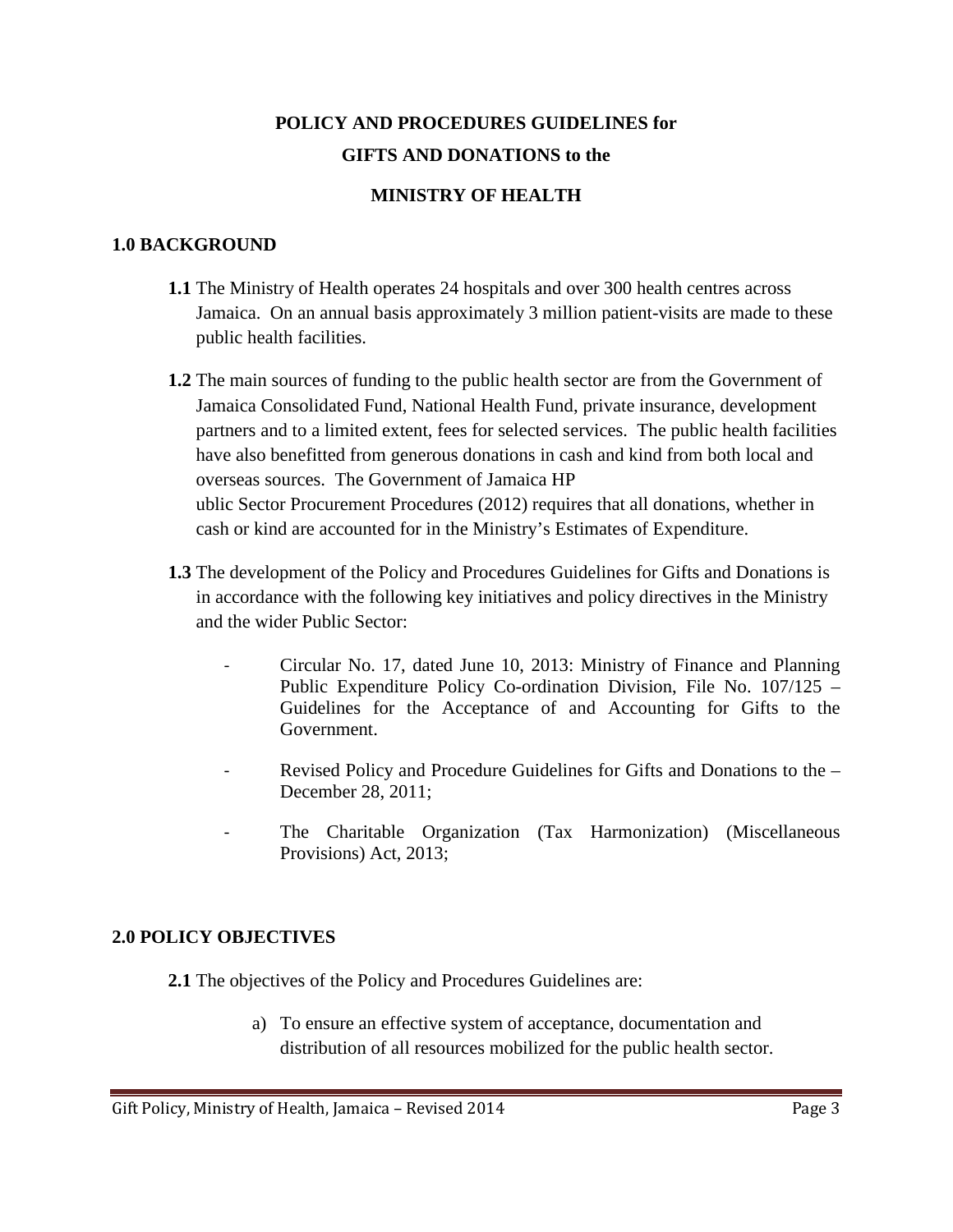**POLICY AND PROCEDURES GUIDELINES for GIFTS AND DONATIONS to the**

**MINISTRY OF HEALTH**

## 1.0 BACKGROUND

**1.1** The Ministry of Health operates 24 hospitals and over 300 health centres across Jamaica. On an annual basis approximately 3 million patient-visits are made to these public health facilities.

**1.2** The main sources of funding to the public health sector are from the Government of Jamaica Consolidated Fund, National Health Fund, private insurance, development partners and to a limited extent, fees for selected services. The public health facilities have also benefitted from generous donations in cash and kind from both local and overseas sources. The Government of Jamaica HP
ublic Sector Procurement Procedures (2012) requires that all donations, whether in cash or kind are accounted for in the Ministry's Estimates of Expenditure.

**1.3** The development of the Policy and Procedures Guidelines for Gifts and Donations is in accordance with the following key initiatives and policy directives in the Ministry and the wider Public Sector:

- Circular No. 17, dated June 10, 2013: Ministry of Finance and Planning Public Expenditure Policy Co-ordination Division, File No. 107/125 – Guidelines for the Acceptance of and Accounting for Gifts to the Government.
- Revised Policy and Procedure Guidelines for Gifts and Donations to the – December 28, 2011;
- The Charitable Organization (Tax Harmonization) (Miscellaneous Provisions) Act, 2013;

## 2.0 POLICY OBJECTIVES

**2.1** The objectives of the Policy and Procedures Guidelines are:

a) To ensure an effective system of acceptance, documentation and distribution of all resources mobilized for the public health sector.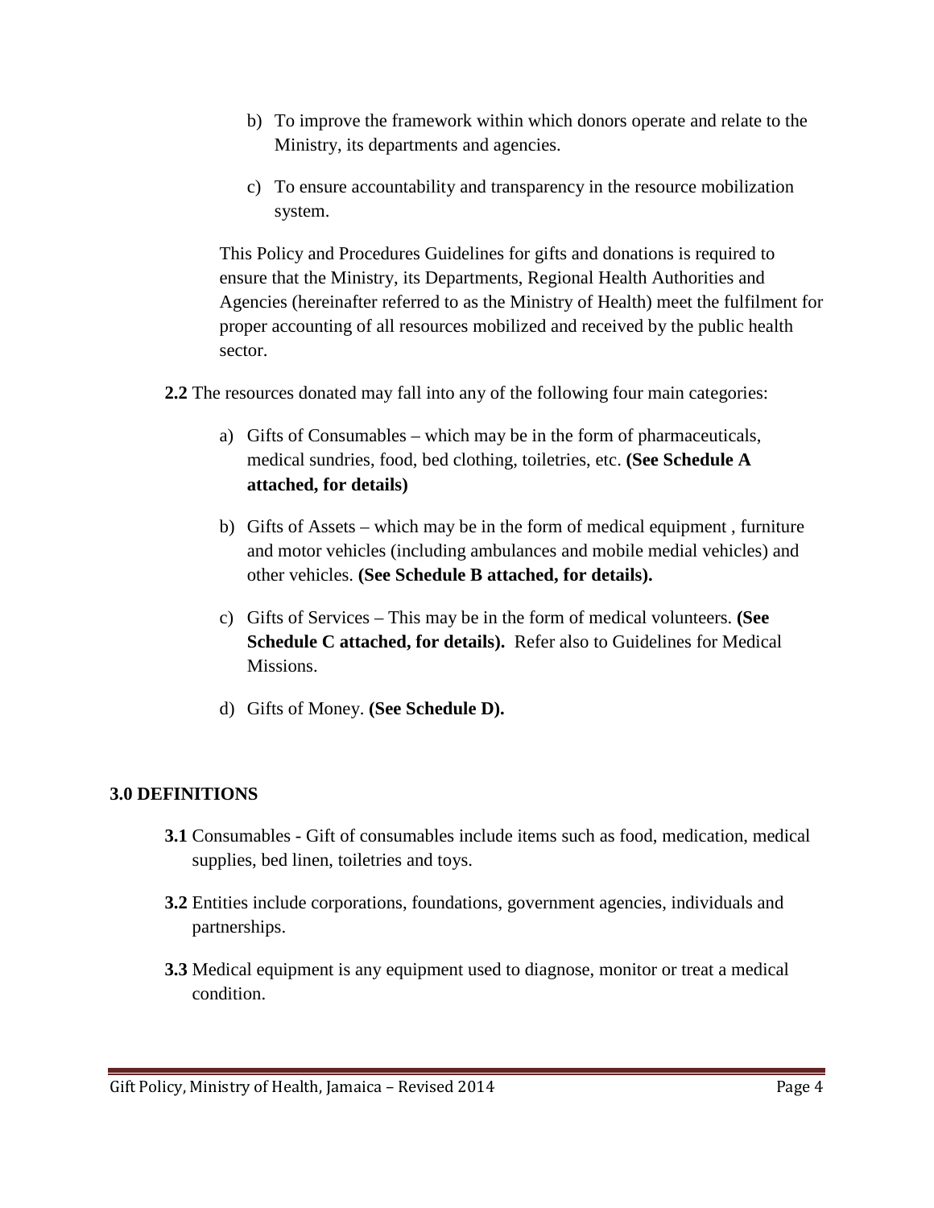b) To improve the framework within which donors operate and relate to the Ministry, its departments and agencies.

c) To ensure accountability and transparency in the resource mobilization system.

This Policy and Procedures Guidelines for gifts and donations is required to ensure that the Ministry, its Departments, Regional Health Authorities and Agencies (hereinafter referred to as the Ministry of Health) meet the fulfilment for proper accounting of all resources mobilized and received by the public health sector.

**2.2** The resources donated may fall into any of the following four main categories:

a) Gifts of Consumables – which may be in the form of pharmaceuticals, medical sundries, food, bed clothing, toiletries, etc. **(See Schedule A attached, for details)**

b) Gifts of Assets – which may be in the form of medical equipment , furniture and motor vehicles (including ambulances and mobile medial vehicles) and other vehicles. **(See Schedule B attached, for details).**

c) Gifts of Services – This may be in the form of medical volunteers. **(See Schedule C attached, for details).** Refer also to Guidelines for Medical Missions.

d) Gifts of Money. **(See Schedule D).**

## 3.0 DEFINITIONS

**3.1** Consumables - Gift of consumables include items such as food, medication, medical supplies, bed linen, toiletries and toys.

**3.2** Entities include corporations, foundations, government agencies, individuals and partnerships.

**3.3** Medical equipment is any equipment used to diagnose, monitor or treat a medical condition.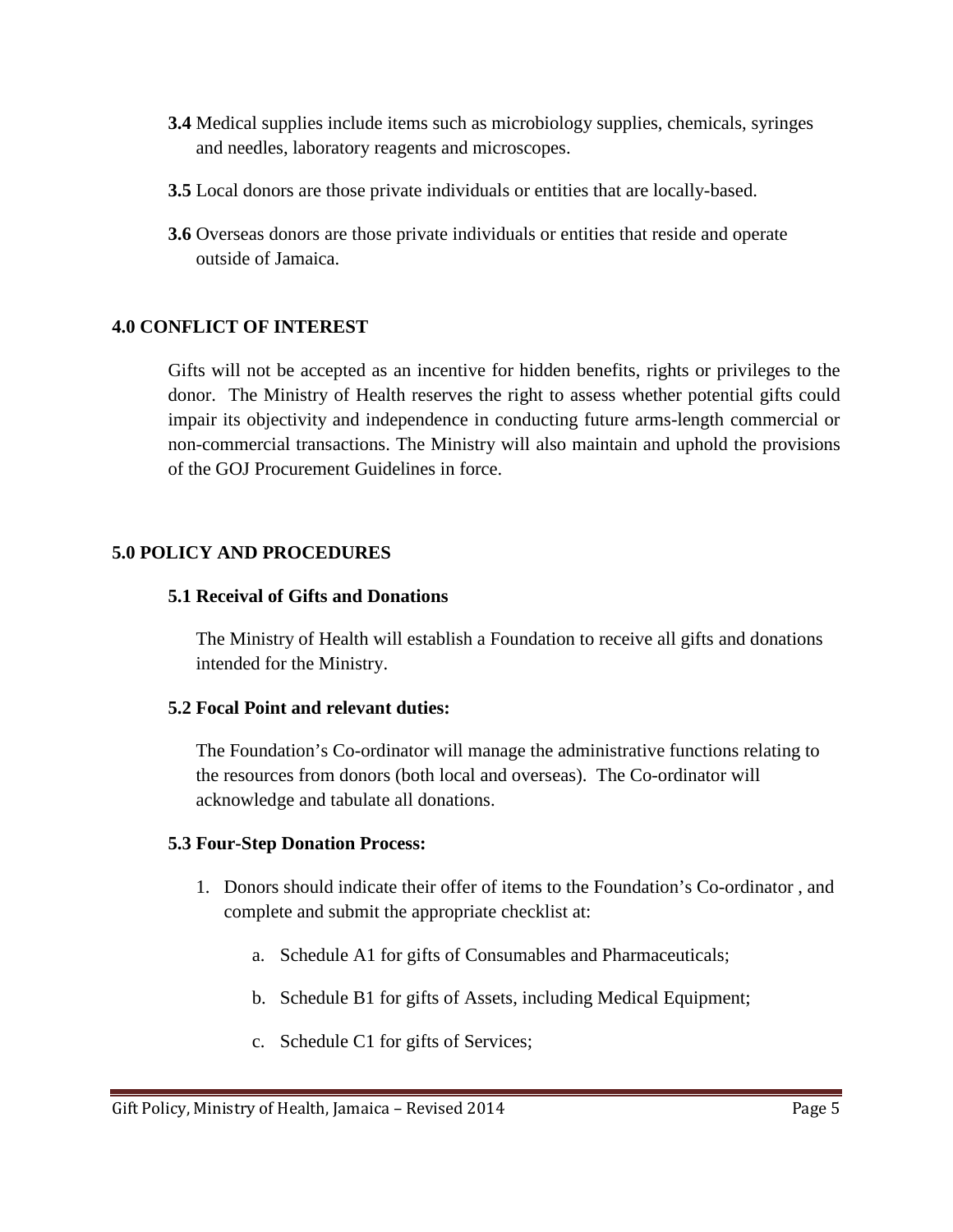**3.4** Medical supplies include items such as microbiology supplies, chemicals, syringes and needles, laboratory reagents and microscopes.

**3.5** Local donors are those private individuals or entities that are locally-based.

**3.6** Overseas donors are those private individuals or entities that reside and operate outside of Jamaica.

## 4.0 CONFLICT OF INTEREST

Gifts will not be accepted as an incentive for hidden benefits, rights or privileges to the donor. The Ministry of Health reserves the right to assess whether potential gifts could impair its objectivity and independence in conducting future arms-length commercial or non-commercial transactions. The Ministry will also maintain and uphold the provisions of the GOJ Procurement Guidelines in force.

## 5.0 POLICY AND PROCEDURES

### 5.1 Receival of Gifts and Donations

The Ministry of Health will establish a Foundation to receive all gifts and donations intended for the Ministry.

### 5.2 Focal Point and relevant duties:

The Foundation's Co-ordinator will manage the administrative functions relating to the resources from donors (both local and overseas). The Co-ordinator will acknowledge and tabulate all donations.

### 5.3 Four-Step Donation Process:

1. Donors should indicate their offer of items to the Foundation's Co-ordinator , and complete and submit the appropriate checklist at:
    a. Schedule A1 for gifts of Consumables and Pharmaceuticals;
    b. Schedule B1 for gifts of Assets, including Medical Equipment;
    c. Schedule C1 for gifts of Services;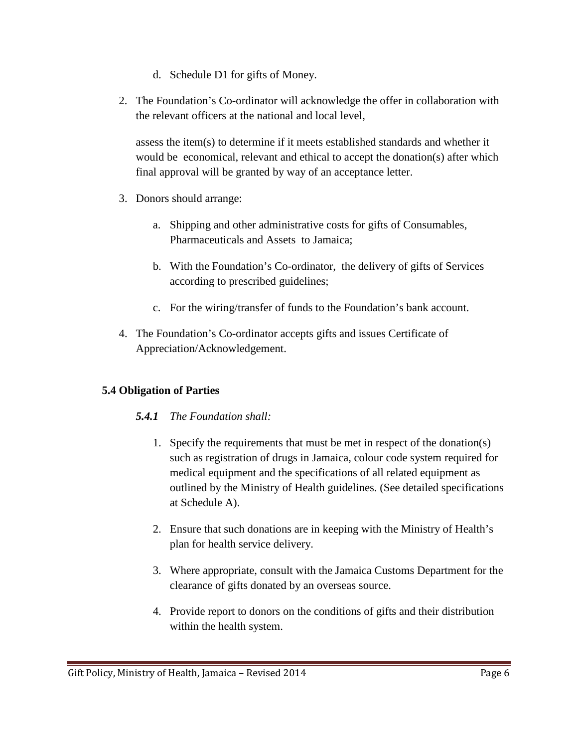d. Schedule D1 for gifts of Money.

2. The Foundation's Co-ordinator will acknowledge the offer in collaboration with the relevant officers at the national and local level,

   assess the item(s) to determine if it meets established standards and whether it would be economical, relevant and ethical to accept the donation(s) after which final approval will be granted by way of an acceptance letter.

3. Donors should arrange:

   a. Shipping and other administrative costs for gifts of Consumables, Pharmaceuticals and Assets to Jamaica;

   b. With the Foundation's Co-ordinator, the delivery of gifts of Services according to prescribed guidelines;

   c. For the wiring/transfer of funds to the Foundation's bank account.

4. The Foundation's Co-ordinator accepts gifts and issues Certificate of Appreciation/Acknowledgement.

### 5.4 Obligation of Parties

***5.4.1*** *The Foundation shall:*

1. Specify the requirements that must be met in respect of the donation(s) such as registration of drugs in Jamaica, colour code system required for medical equipment and the specifications of all related equipment as outlined by the Ministry of Health guidelines. (See detailed specifications at Schedule A).

2. Ensure that such donations are in keeping with the Ministry of Health's plan for health service delivery.

3. Where appropriate, consult with the Jamaica Customs Department for the clearance of gifts donated by an overseas source.

4. Provide report to donors on the conditions of gifts and their distribution within the health system.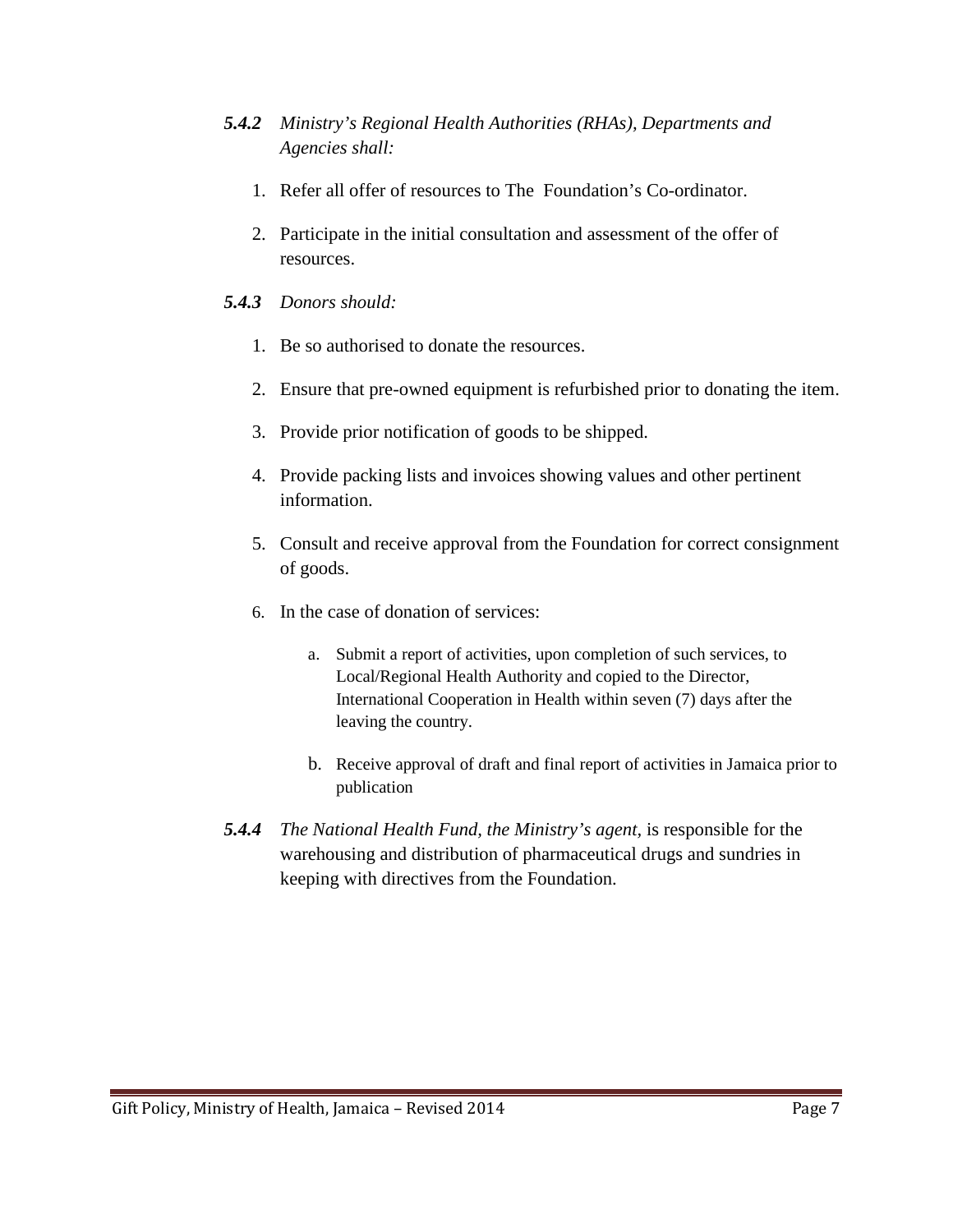***5.4.2*** *Ministry's Regional Health Authorities (RHAs), Departments and Agencies shall:*

1. Refer all offer of resources to The Foundation's Co-ordinator.

2. Participate in the initial consultation and assessment of the offer of resources.

***5.4.3*** *Donors should:*

1. Be so authorised to donate the resources.

2. Ensure that pre-owned equipment is refurbished prior to donating the item.

3. Provide prior notification of goods to be shipped.

4. Provide packing lists and invoices showing values and other pertinent information.

5. Consult and receive approval from the Foundation for correct consignment of goods.

6. In the case of donation of services:

   a. Submit a report of activities, upon completion of such services, to Local/Regional Health Authority and copied to the Director, International Cooperation in Health within seven (7) days after the leaving the country.

   b. Receive approval of draft and final report of activities in Jamaica prior to publication

***5.4.4*** *The National Health Fund, the Ministry's agent*, is responsible for the warehousing and distribution of pharmaceutical drugs and sundries in keeping with directives from the Foundation.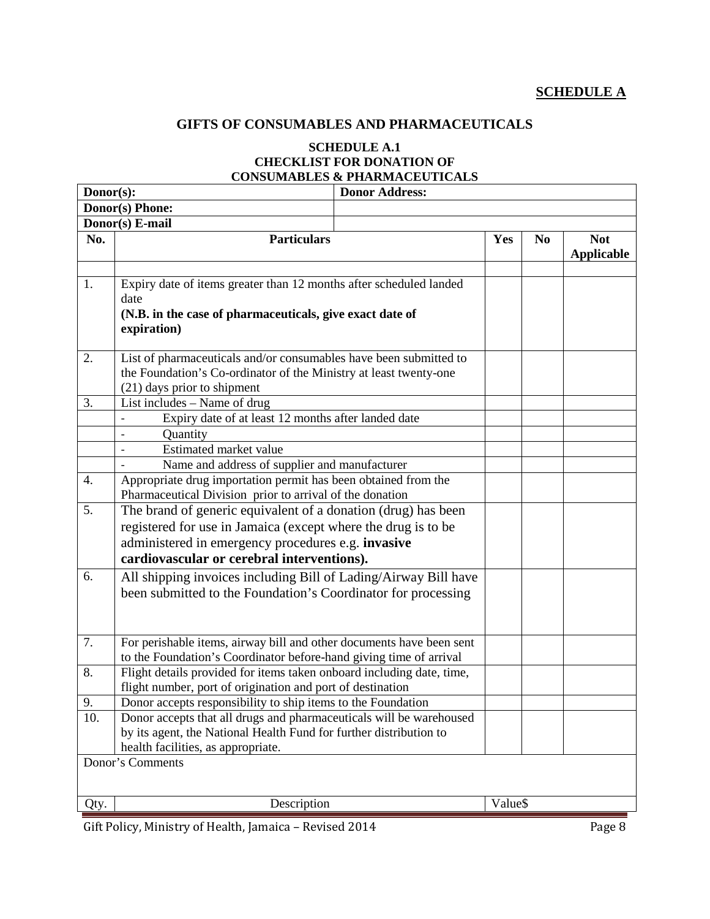**SCHEDULE A**

## GIFTS OF CONSUMABLES AND PHARMACEUTICALS

### SCHEDULE A.1
### CHECKLIST FOR DONATION OF CONSUMABLES & PHARMACEUTICALS

| **Donor(s):** | | **Donor Address:** | | |
|---|---|---|---|---|
| **Donor(s) Phone:** | | | | |
| **Donor(s) E-mail** | | | | |
| **No.** | **Particulars** | **Yes** | **No** | **Not Applicable** |
| | | | | |
| 1. | Expiry date of items greater than 12 months after scheduled landed date **(N.B. in the case of pharmaceuticals, give exact date of expiration)** | | | |
| 2. | List of pharmaceuticals and/or consumables have been submitted to the Foundation's Co-ordinator of the Ministry at least twenty-one (21) days prior to shipment | | | |
| 3. | List includes – Name of drug | | | |
| | - Expiry date of at least 12 months after landed date | | | |
| | - Quantity | | | |
| | - Estimated market value | | | |
| | - Name and address of supplier and manufacturer | | | |
| 4. | Appropriate drug importation permit has been obtained from the Pharmaceutical Division prior to arrival of the donation | | | |
| 5. | The brand of generic equivalent of a donation (drug) has been registered for use in Jamaica (except where the drug is to be administered in emergency procedures e.g. **invasive cardiovascular or cerebral interventions).** | | | |
| 6. | All shipping invoices including Bill of Lading/Airway Bill have been submitted to the Foundation's Coordinator for processing | | | |
| 7. | For perishable items, airway bill and other documents have been sent to the Foundation's Coordinator before-hand giving time of arrival | | | |
| 8. | Flight details provided for items taken onboard including date, time, flight number, port of origination and port of destination | | | |
| 9. | Donor accepts responsibility to ship items to the Foundation | | | |
| 10. | Donor accepts that all drugs and pharmaceuticals will be warehoused by its agent, the National Health Fund for further distribution to health facilities, as appropriate. | | | |
| Donor's Comments | | | | |
| Qty. | Description | Value$ | | |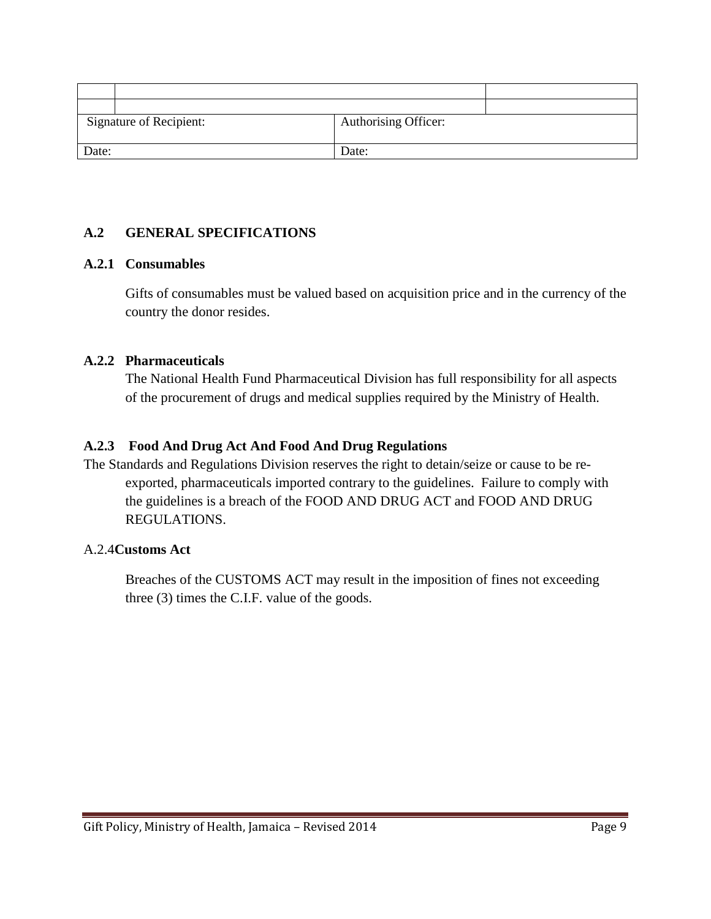| | | |
|---|---|---|
| | | |
| | | |
| Signature of Recipient: | Authorising Officer: | |
| Date: | Date: | |

## A.2 GENERAL SPECIFICATIONS

### A.2.1 Consumables

Gifts of consumables must be valued based on acquisition price and in the currency of the country the donor resides.

### A.2.2 Pharmaceuticals

The National Health Fund Pharmaceutical Division has full responsibility for all aspects of the procurement of drugs and medical supplies required by the Ministry of Health.

### A.2.3 Food And Drug Act And Food And Drug Regulations

The Standards and Regulations Division reserves the right to detain/seize or cause to be re-exported, pharmaceuticals imported contrary to the guidelines. Failure to comply with the guidelines is a breach of the FOOD AND DRUG ACT and FOOD AND DRUG REGULATIONS.

### A.2.4 Customs Act

Breaches of the CUSTOMS ACT may result in the imposition of fines not exceeding three (3) times the C.I.F. value of the goods.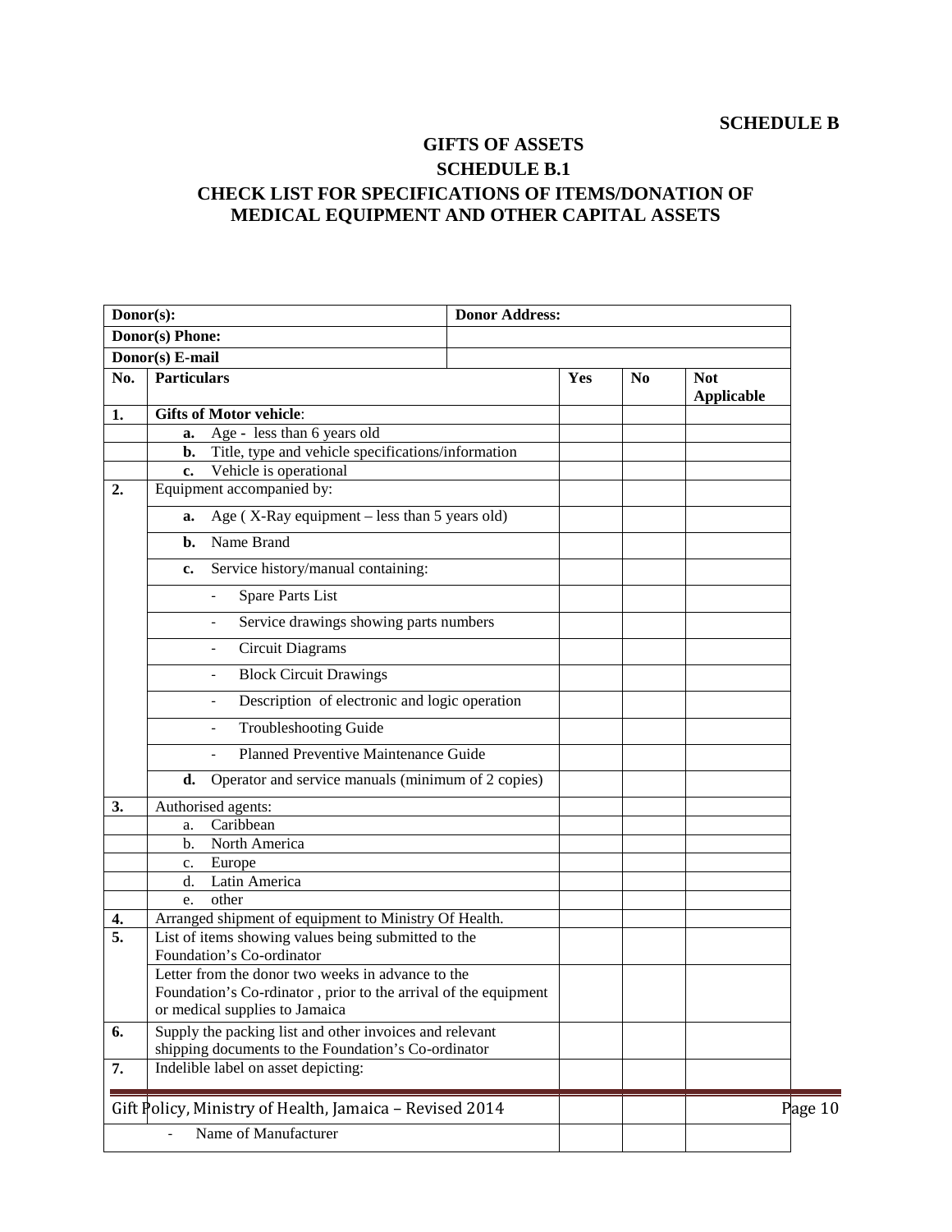**SCHEDULE B**

## GIFTS OF ASSETS

### SCHEDULE B.1

### CHECK LIST FOR SPECIFICATIONS OF ITEMS/DONATION OF MEDICAL EQUIPMENT AND OTHER CAPITAL ASSETS

| **Donor(s):** | | **Donor Address:** | | |
|---|---|---|---|---|
| **Donor(s) Phone:** | | | | |
| **Donor(s) E-mail** | | | | |
| **No.** | **Particulars** | **Yes** | **No** | **Not Applicable** |
| **1.** | **Gifts of Motor vehicle**: | | | |
| | **a.** Age - less than 6 years old | | | |
| | **b.** Title, type and vehicle specifications/information | | | |
| | **c.** Vehicle is operational | | | |
| **2.** | Equipment accompanied by: | | | |
| | **a.** Age ( X-Ray equipment – less than 5 years old) | | | |
| | **b.** Name Brand | | | |
| | **c.** Service history/manual containing: | | | |
| | - Spare Parts List | | | |
| | - Service drawings showing parts numbers | | | |
| | - Circuit Diagrams | | | |
| | - Block Circuit Drawings | | | |
| | - Description of electronic and logic operation | | | |
| | - Troubleshooting Guide | | | |
| | - Planned Preventive Maintenance Guide | | | |
| | **d.** Operator and service manuals (minimum of 2 copies) | | | |
| **3.** | Authorised agents: | | | |
| | a. Caribbean | | | |
| | b. North America | | | |
| | c. Europe | | | |
| | d. Latin America | | | |
| | e. other | | | |
| **4.** | Arranged shipment of equipment to Ministry Of Health. | | | |
| **5.** | List of items showing values being submitted to the Foundation's Co-ordinator | | | |
| | Letter from the donor two weeks in advance to the Foundation's Co-rdinator , prior to the arrival of the equipment or medical supplies to Jamaica | | | |
| **6.** | Supply the packing list and other invoices and relevant shipping documents to the Foundation's Co-ordinator | | | |
| **7.** | Indelible label on asset depicting: | | | |
| | | | | |
| | - Name of Manufacturer | | | |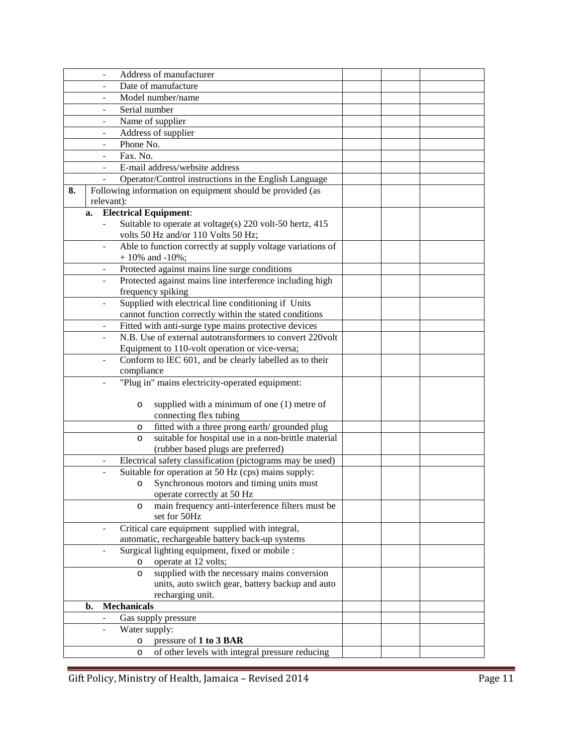| | | | | |
|---|---|---|---|---|
| | - Address of manufacturer | | | |
| | - Date of manufacture | | | |
| | - Model number/name | | | |
| | - Serial number | | | |
| | - Name of supplier | | | |
| | - Address of supplier | | | |
| | - Phone No. | | | |
| | - Fax. No. | | | |
| | - E-mail address/website address | | | |
| | - Operator/Control instructions in the English Language | | | |
| **8.** | Following information on equipment should be provided (as relevant): | | | |
| | **a. Electrical Equipment**: | | | |
| | - Suitable to operate at voltage(s) 220 volt-50 hertz, 415 volts 50 Hz and/or 110 Volts 50 Hz; | | | |
| | - Able to function correctly at supply voltage variations of + 10% and -10%; | | | |
| | - Protected against mains line surge conditions | | | |
| | - Protected against mains line interference including high frequency spiking | | | |
| | - Supplied with electrical line conditioning if Units cannot function correctly within the stated conditions | | | |
| | - Fitted with anti-surge type mains protective devices | | | |
| | - N.B. Use of external autotransformers to convert 220volt Equipment to 110-volt operation or vice-versa; | | | |
| | - Conform to lEC 601, and be clearly labelled as to their compliance | | | |
| | - "Plug in" mains electricity-operated equipment:<br><br>o supplied with a minimum of one (1) metre of connecting flex tubing | | | |
| | o fitted with a three prong earth/ grounded plug | | | |
| | o suitable for hospital use in a non-brittle material (rubber based plugs are preferred) | | | |
| | - Electrical safety classification (pictograms may be used) | | | |
| | - Suitable for operation at 50 Hz (cps) mains supply:<br>o Synchronous motors and timing units must operate correctly at 50 Hz | | | |
| | o main frequency anti-interference filters must be set for 50Hz | | | |
| | - Critical care equipment supplied with integral, automatic, rechargeable battery back-up systems | | | |
| | - Surgical lighting equipment, fixed or mobile :<br>o operate at 12 volts; | | | |
| | o supplied with the necessary mains conversion units, auto switch gear, battery backup and auto recharging unit. | | | |
| | **b. Mechanicals** | | | |
| | - Gas supply pressure | | | |
| | - Water supply:<br>o pressure of **1 to 3 BAR** | | | |
| | o of other levels with integral pressure reducing | | | |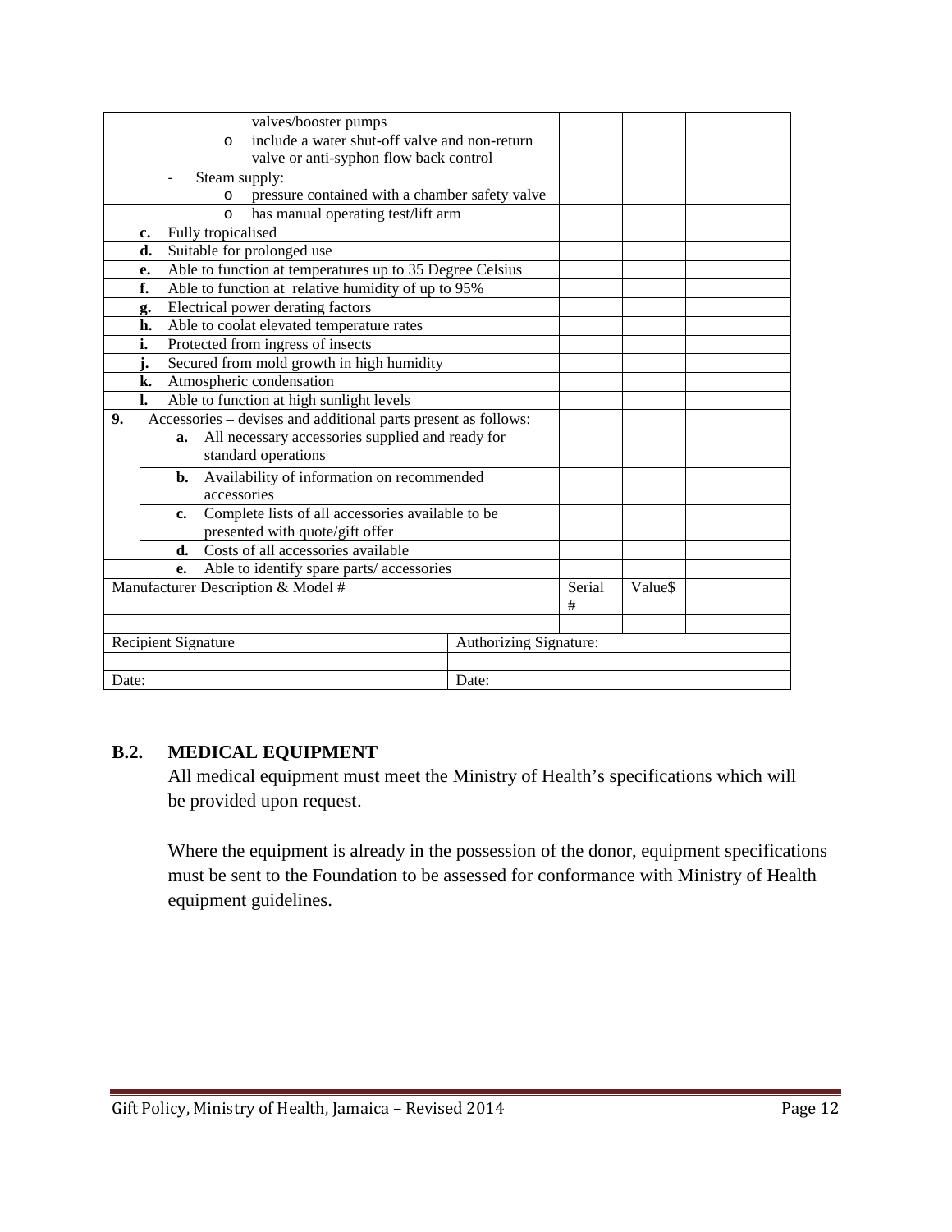| | | | |
|---|---|---|---|
| valves/booster pumps | | | |
| o include a water shut-off valve and non-return valve or anti-syphon flow back control | | | |
| - Steam supply: o pressure contained with a chamber safety valve | | | |
| o has manual operating test/lift arm | | | |
| **c.** Fully tropicalised | | | |
| **d.** Suitable for prolonged use | | | |
| **e.** Able to function at temperatures up to 35 Degree Celsius | | | |
| **f.** Able to function at relative humidity of up to 95% | | | |
| **g.** Electrical power derating factors | | | |
| **h.** Able to coolat elevated temperature rates | | | |
| **i.** Protected from ingress of insects | | | |
| **j.** Secured from mold growth in high humidity | | | |
| **k.** Atmospheric condensation | | | |
| **l.** Able to function at high sunlight levels | | | |
| **9.** Accessories – devises and additional parts present as follows: **a.** All necessary accessories supplied and ready for standard operations | | | |
| **b.** Availability of information on recommended accessories | | | |
| **c.** Complete lists of all accessories available to be presented with quote/gift offer | | | |
| **d.** Costs of all accessories available | | | |
| **e.** Able to identify spare parts/ accessories | | | |
| Manufacturer Description & Model # | Serial # | Value$ | |
| | | | |

| Recipient Signature | Authorizing Signature: |
|---|---|
| | |
| Date: | Date: |

## B.2. MEDICAL EQUIPMENT

All medical equipment must meet the Ministry of Health's specifications which will be provided upon request.

Where the equipment is already in the possession of the donor, equipment specifications must be sent to the Foundation to be assessed for conformance with Ministry of Health equipment guidelines.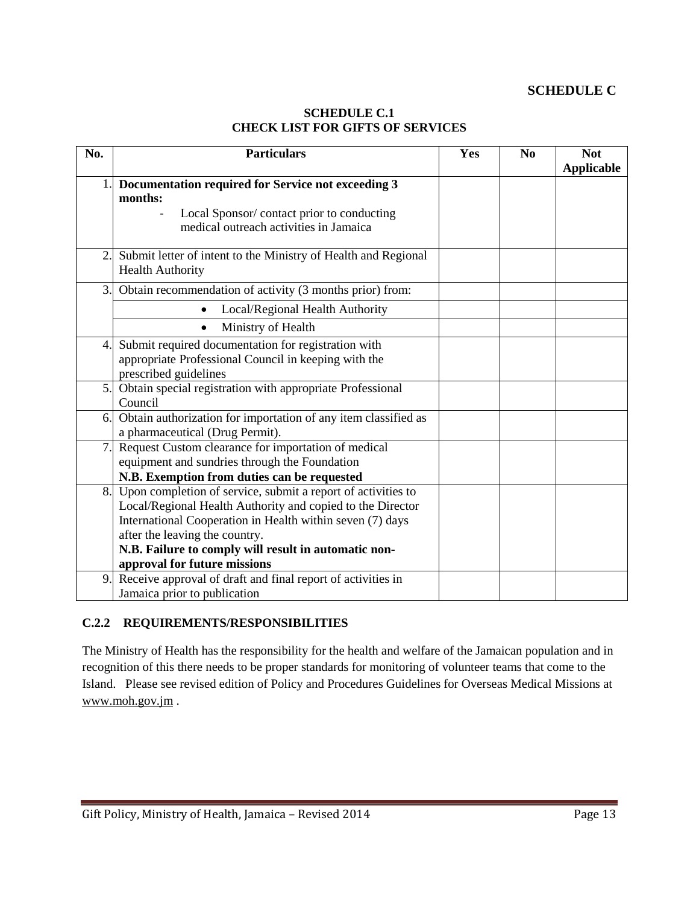**SCHEDULE C**

**SCHEDULE C.1**
**CHECK LIST FOR GIFTS OF SERVICES**

| No. | Particulars | Yes | No | Not Applicable |
|---|---|---|---|---|
| 1. | **Documentation required for Service not exceeding 3 months:**<br>- Local Sponsor/ contact prior to conducting medical outreach activities in Jamaica | | | |
| 2. | Submit letter of intent to the Ministry of Health and Regional Health Authority | | | |
| 3. | Obtain recommendation of activity (3 months prior) from: | | | |
| | • Local/Regional Health Authority | | | |
| | • Ministry of Health | | | |
| 4. | Submit required documentation for registration with appropriate Professional Council in keeping with the prescribed guidelines | | | |
| 5. | Obtain special registration with appropriate Professional Council | | | |
| 6. | Obtain authorization for importation of any item classified as a pharmaceutical (Drug Permit). | | | |
| 7. | Request Custom clearance for importation of medical equipment and sundries through the Foundation<br>**N.B. Exemption from duties can be requested** | | | |
| 8. | Upon completion of service, submit a report of activities to Local/Regional Health Authority and copied to the Director International Cooperation in Health within seven (7) days after the leaving the country.<br>**N.B. Failure to comply will result in automatic non-approval for future missions** | | | |
| 9. | Receive approval of draft and final report of activities in Jamaica prior to publication | | | |

### C.2.2 REQUIREMENTS/RESPONSIBILITIES

The Ministry of Health has the responsibility for the health and welfare of the Jamaican population and in recognition of this there needs to be proper standards for monitoring of volunteer teams that come to the Island. Please see revised edition of Policy and Procedures Guidelines for Overseas Medical Missions at www.moh.gov.jm .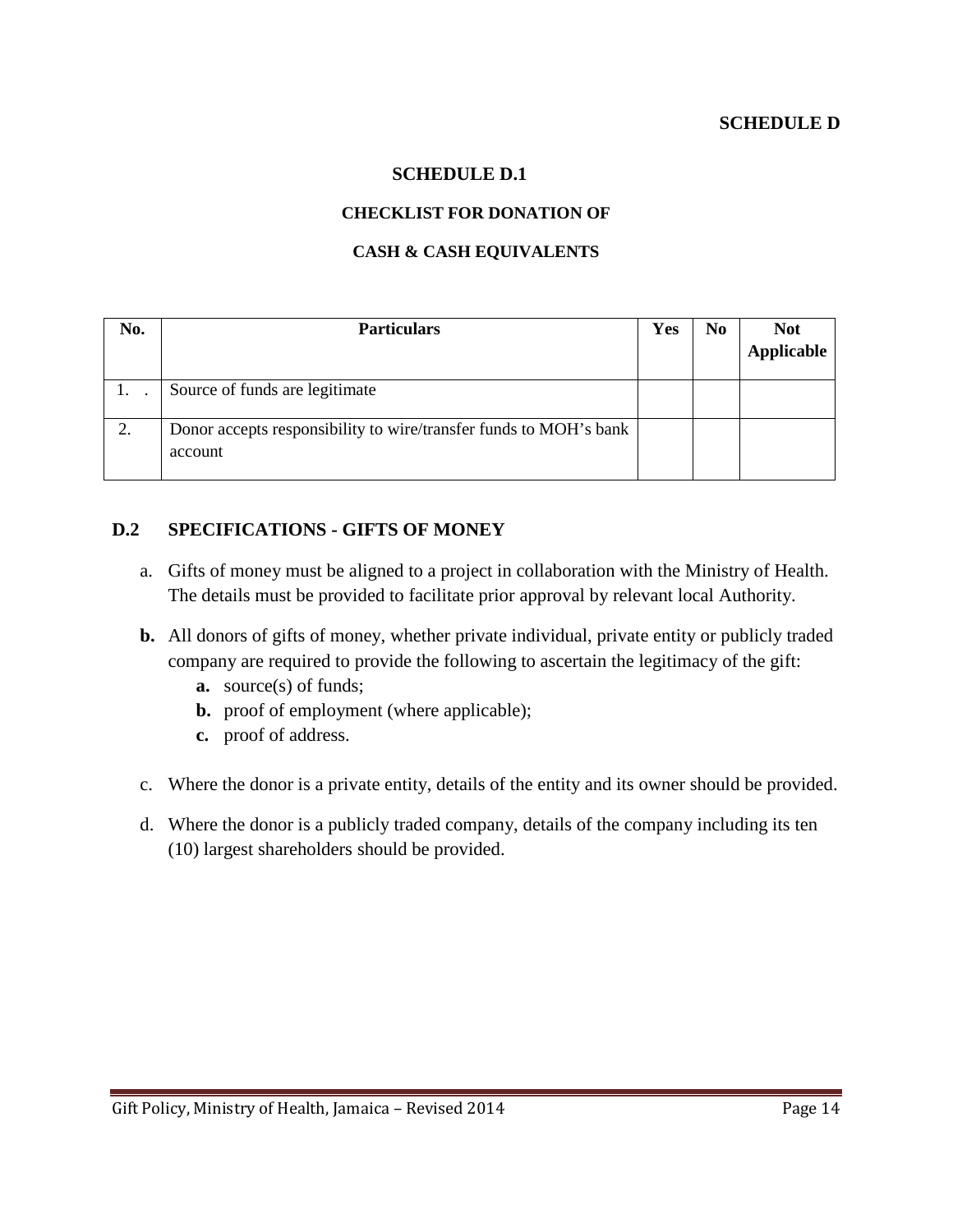**SCHEDULE D**

## SCHEDULE D.1

### CHECKLIST FOR DONATION OF

### CASH & CASH EQUIVALENTS

| No. | Particulars | Yes | No | Not Applicable |
|---|---|---|---|---|
| 1. . | Source of funds are legitimate | | | |
| 2. | Donor accepts responsibility to wire/transfer funds to MOH's bank account | | | |

## D.2 SPECIFICATIONS - GIFTS OF MONEY

a. Gifts of money must be aligned to a project in collaboration with the Ministry of Health. The details must be provided to facilitate prior approval by relevant local Authority.

**b.** All donors of gifts of money, whether private individual, private entity or publicly traded company are required to provide the following to ascertain the legitimacy of the gift:

- **a.** source(s) of funds;
- **b.** proof of employment (where applicable);
- **c.** proof of address.

c. Where the donor is a private entity, details of the entity and its owner should be provided.

d. Where the donor is a publicly traded company, details of the company including its ten (10) largest shareholders should be provided.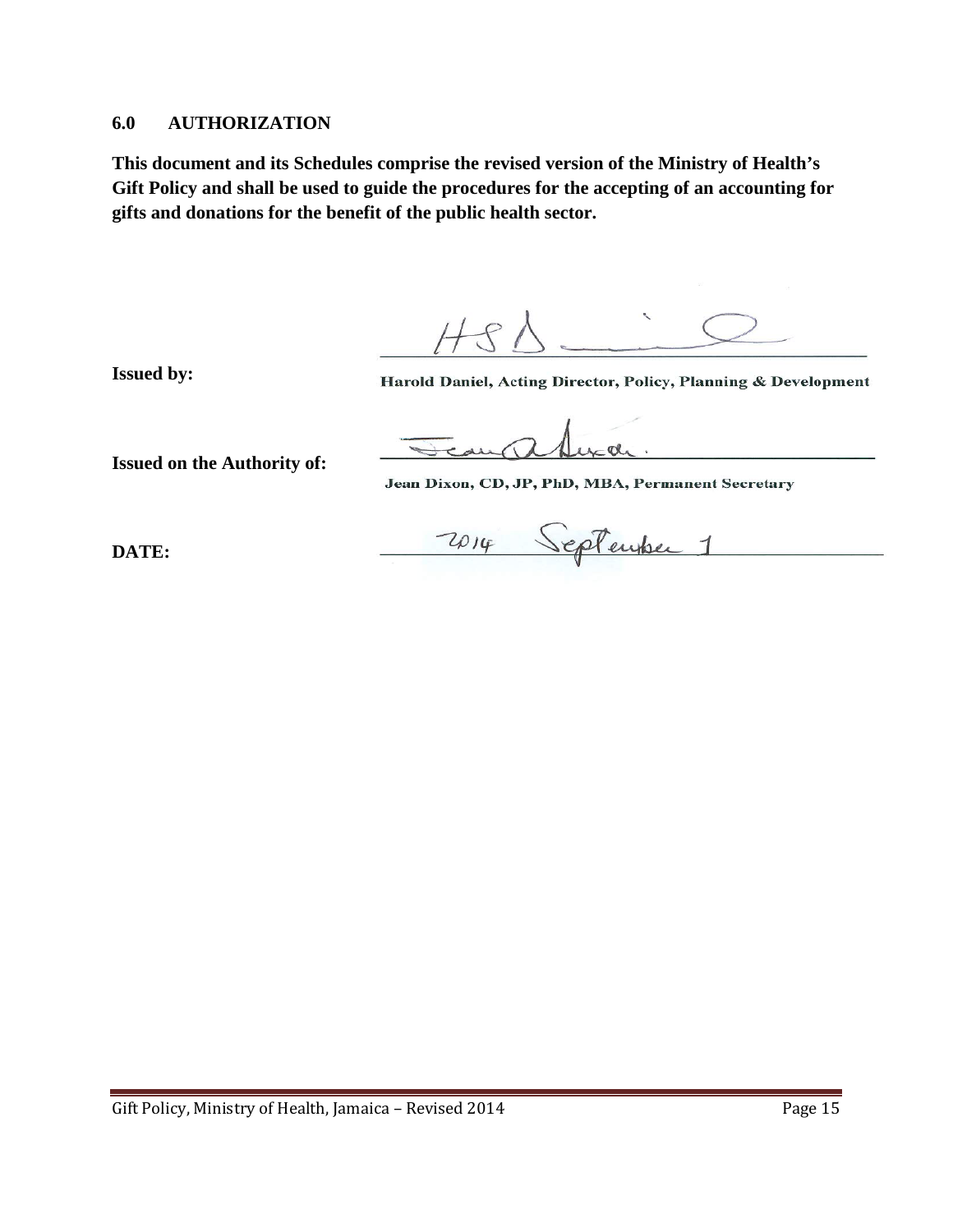## 6.0 AUTHORIZATION

**This document and its Schedules comprise the revised version of the Ministry of Health's Gift Policy and shall be used to guide the procedures for the accepting of an accounting for gifts and donations for the benefit of the public health sector.**

**Issued by:** Harold Daniel, Acting Director, Policy, Planning & Development

**Issued on the Authority of:** Jean Dixon, CD, JP, PhD, MBA, Permanent Secretary

**DATE:** 2014 September 1